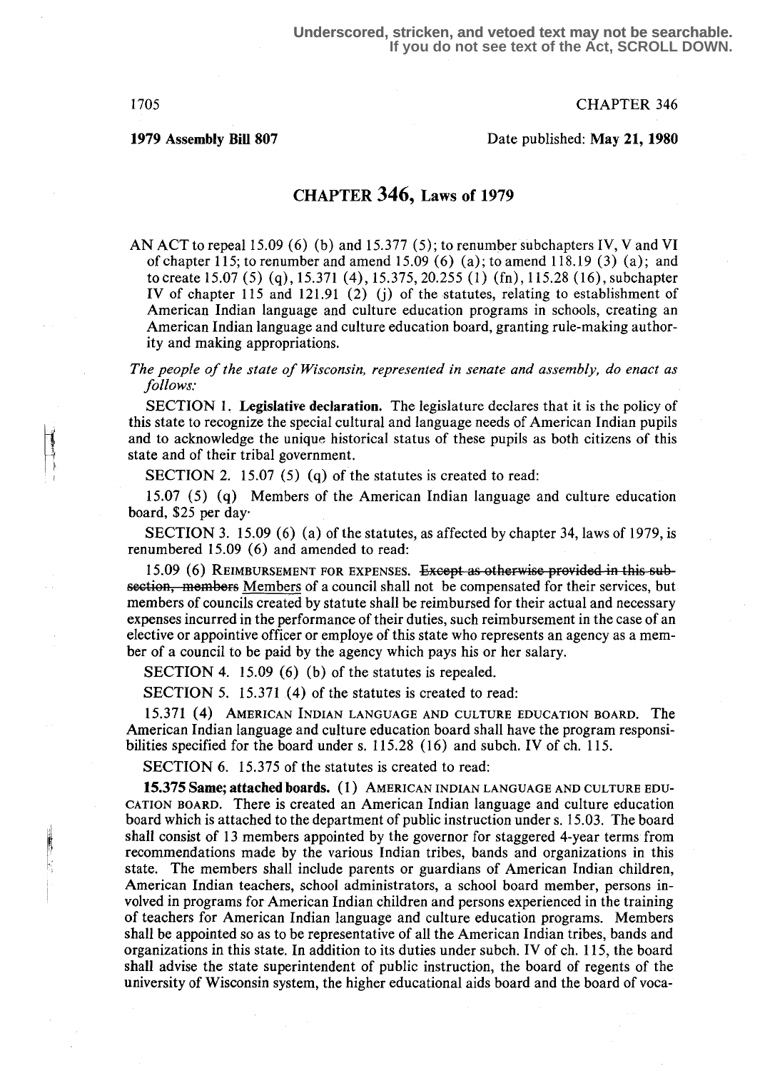Underscored, stricken, and vetoed text may not be searchable.
If you do not see text of the Act, SCROLL DOWN.

CHAPTER 346

**1979 Assembly Bill 807**

Date published: **May 21, 1980**

# CHAPTER 346, Laws of 1979

AN ACT to repeal 15.09 (6) (b) and 15.377 (5); to renumber subchapters IV, V and VI of chapter 115; to renumber and amend 15.09 (6) (a); to amend 118.19 (3) (a); and to create 15.07 (5) (q), 15.371 (4), 15.375, 20.255 (1) (fn), 115.28 (16), subchapter IV of chapter 115 and 121.91 (2) (j) of the statutes, relating to establishment of American Indian language and culture education programs in schools, creating an American Indian language and culture education board, granting rule-making authority and making appropriations.

*The people of the state of Wisconsin, represented in senate and assembly, do enact as follows:*

SECTION 1. **Legislative declaration.** The legislature declares that it is the policy of this state to recognize the special cultural and language needs of American Indian pupils and to acknowledge the unique historical status of these pupils as both citizens of this state and of their tribal government.

SECTION 2. 15.07 (5) (q) of the statutes is created to read:

15.07 (5) (q) Members of the American Indian language and culture education board, $25 per day.

SECTION 3. 15.09 (6) (a) of the statutes, as affected by chapter 34, laws of 1979, is renumbered 15.09 (6) and amended to read:

15.09 (6) REIMBURSEMENT FOR EXPENSES. ~~Except as otherwise provided in this subsection, members~~ Members of a council shall not be compensated for their services, but members of councils created by statute shall be reimbursed for their actual and necessary expenses incurred in the performance of their duties, such reimbursement in the case of an elective or appointive officer or employe of this state who represents an agency as a member of a council to be paid by the agency which pays his or her salary.

SECTION 4. 15.09 (6) (b) of the statutes is repealed.

SECTION 5. 15.371 (4) of the statutes is created to read:

15.371 (4) AMERICAN INDIAN LANGUAGE AND CULTURE EDUCATION BOARD. The American Indian language and culture education board shall have the program responsibilities specified for the board under s. 115.28 (16) and subch. IV of ch. 115.

SECTION 6. 15.375 of the statutes is created to read:

**15.375 Same; attached boards.** (1) AMERICAN INDIAN LANGUAGE AND CULTURE EDUCATION BOARD. There is created an American Indian language and culture education board which is attached to the department of public instruction under s. 15.03. The board shall consist of 13 members appointed by the governor for staggered 4-year terms from recommendations made by the various Indian tribes, bands and organizations in this state. The members shall include parents or guardians of American Indian children, American Indian teachers, school administrators, a school board member, persons involved in programs for American Indian children and persons experienced in the training of teachers for American Indian language and culture education programs. Members shall be appointed so as to be representative of all the American Indian tribes, bands and organizations in this state. In addition to its duties under subch. IV of ch. 115, the board shall advise the state superintendent of public instruction, the board of regents of the university of Wisconsin system, the higher educational aids board and the board of voca-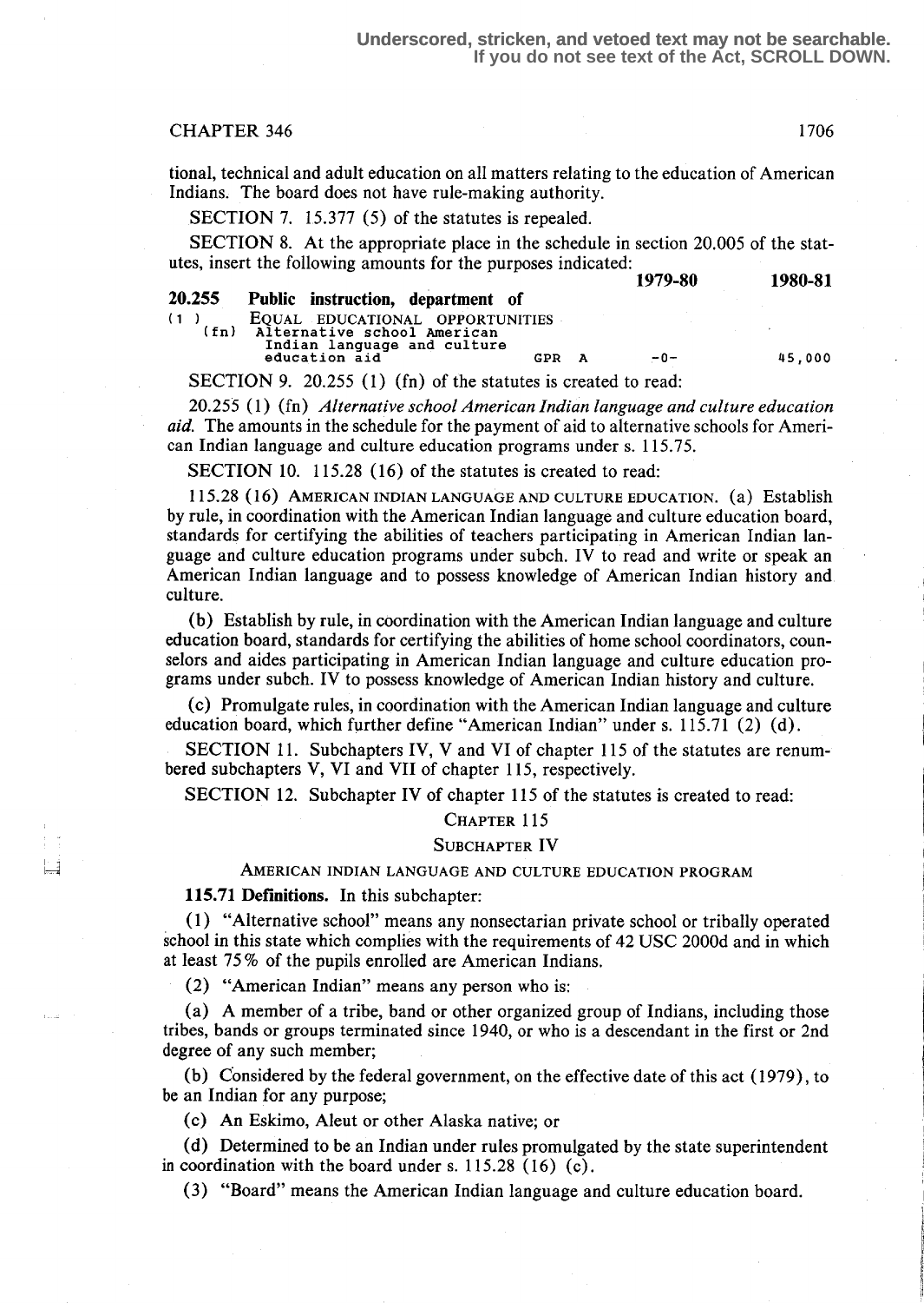tional, technical and adult education on all matters relating to the education of American Indians. The board does not have rule-making authority.

SECTION 7. 15.377 (5) of the statutes is repealed.

SECTION 8. At the appropriate place in the schedule in section 20.005 of the statutes, insert the following amounts for the purposes indicated:

| | | | | 1979-80 | 1980-81 |
|---|---|---|---|---|---|
| **20.255** | **Public instruction, department of** | | | | |
| (1) | EQUAL EDUCATIONAL OPPORTUNITIES | | | | |
| (fn) | Alternative school American Indian language and culture education aid | GPR | A | -0- | 45,000 |

SECTION 9. 20.255 (1) (fn) of the statutes is created to read:

20.255 (1) (fn) *Alternative school American Indian language and culture education aid.* The amounts in the schedule for the payment of aid to alternative schools for American Indian language and culture education programs under s. 115.75.

SECTION 10. 115.28 (16) of the statutes is created to read:

115.28 (16) AMERICAN INDIAN LANGUAGE AND CULTURE EDUCATION. (a) Establish by rule, in coordination with the American Indian language and culture education board, standards for certifying the abilities of teachers participating in American Indian language and culture education programs under subch. IV to read and write or speak an American Indian language and to possess knowledge of American Indian history and culture.

(b) Establish by rule, in coordination with the American Indian language and culture education board, standards for certifying the abilities of home school coordinators, counselors and aides participating in American Indian language and culture education programs under subch. IV to possess knowledge of American Indian history and culture.

(c) Promulgate rules, in coordination with the American Indian language and culture education board, which further define "American Indian" under s. 115.71 (2) (d).

SECTION 11. Subchapters IV, V and VI of chapter 115 of the statutes are renumbered subchapters V, VI and VII of chapter 115, respectively.

SECTION 12. Subchapter IV of chapter 115 of the statutes is created to read:

CHAPTER 115

SUBCHAPTER IV

AMERICAN INDIAN LANGUAGE AND CULTURE EDUCATION PROGRAM

**115.71 Definitions.** In this subchapter:

(1) "Alternative school" means any nonsectarian private school or tribally operated school in this state which complies with the requirements of 42 USC 2000d and in which at least 75% of the pupils enrolled are American Indians.

(2) "American Indian" means any person who is:

(a) A member of a tribe, band or other organized group of Indians, including those tribes, bands or groups terminated since 1940, or who is a descendant in the first or 2nd degree of any such member;

(b) Considered by the federal government, on the effective date of this act (1979), to be an Indian for any purpose;

(c) An Eskimo, Aleut or other Alaska native; or

(d) Determined to be an Indian under rules promulgated by the state superintendent in coordination with the board under s. 115.28 (16) (c).

(3) "Board" means the American Indian language and culture education board.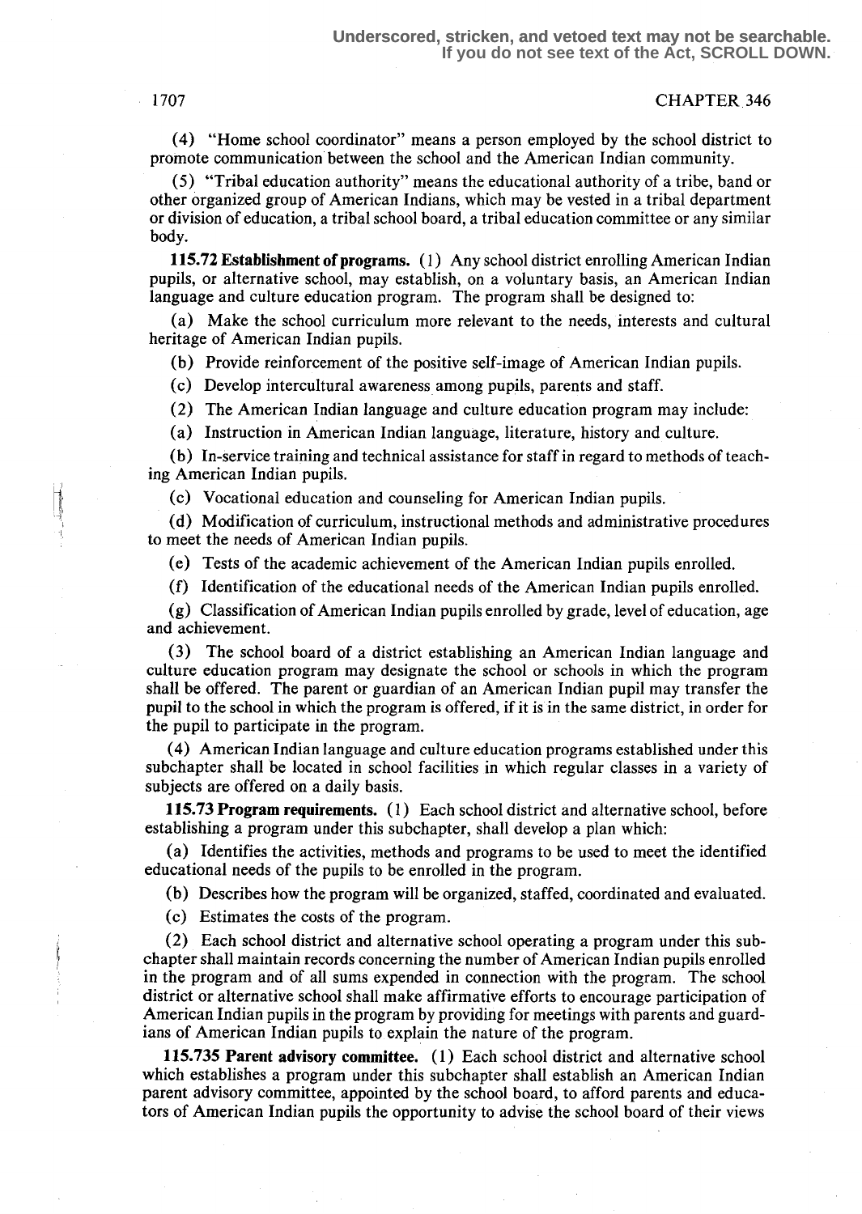(4) "Home school coordinator" means a person employed by the school district to promote communication between the school and the American Indian community.

(5) "Tribal education authority" means the educational authority of a tribe, band or other organized group of American Indians, which may be vested in a tribal department or division of education, a tribal school board, a tribal education committee or any similar body.

**115.72 Establishment of programs.** (1) Any school district enrolling American Indian pupils, or alternative school, may establish, on a voluntary basis, an American Indian language and culture education program. The program shall be designed to:

(a) Make the school curriculum more relevant to the needs, interests and cultural heritage of American Indian pupils.

(b) Provide reinforcement of the positive self-image of American Indian pupils.

(c) Develop intercultural awareness among pupils, parents and staff.

(2) The American Indian language and culture education program may include:

(a) Instruction in American Indian language, literature, history and culture.

(b) In-service training and technical assistance for staff in regard to methods of teaching American Indian pupils.

(c) Vocational education and counseling for American Indian pupils.

(d) Modification of curriculum, instructional methods and administrative procedures to meet the needs of American Indian pupils.

(e) Tests of the academic achievement of the American Indian pupils enrolled.

(f) Identification of the educational needs of the American Indian pupils enrolled.

(g) Classification of American Indian pupils enrolled by grade, level of education, age and achievement.

(3) The school board of a district establishing an American Indian language and culture education program may designate the school or schools in which the program shall be offered. The parent or guardian of an American Indian pupil may transfer the pupil to the school in which the program is offered, if it is in the same district, in order for the pupil to participate in the program.

(4) American Indian language and culture education programs established under this subchapter shall be located in school facilities in which regular classes in a variety of subjects are offered on a daily basis.

**115.73 Program requirements.** (1) Each school district and alternative school, before establishing a program under this subchapter, shall develop a plan which:

(a) Identifies the activities, methods and programs to be used to meet the identified educational needs of the pupils to be enrolled in the program.

(b) Describes how the program will be organized, staffed, coordinated and evaluated.

(c) Estimates the costs of the program.

(2) Each school district and alternative school operating a program under this subchapter shall maintain records concerning the number of American Indian pupils enrolled in the program and of all sums expended in connection with the program. The school district or alternative school shall make affirmative efforts to encourage participation of American Indian pupils in the program by providing for meetings with parents and guardians of American Indian pupils to explain the nature of the program.

**115.735 Parent advisory committee.** (1) Each school district and alternative school which establishes a program under this subchapter shall establish an American Indian parent advisory committee, appointed by the school board, to afford parents and educators of American Indian pupils the opportunity to advise the school board of their views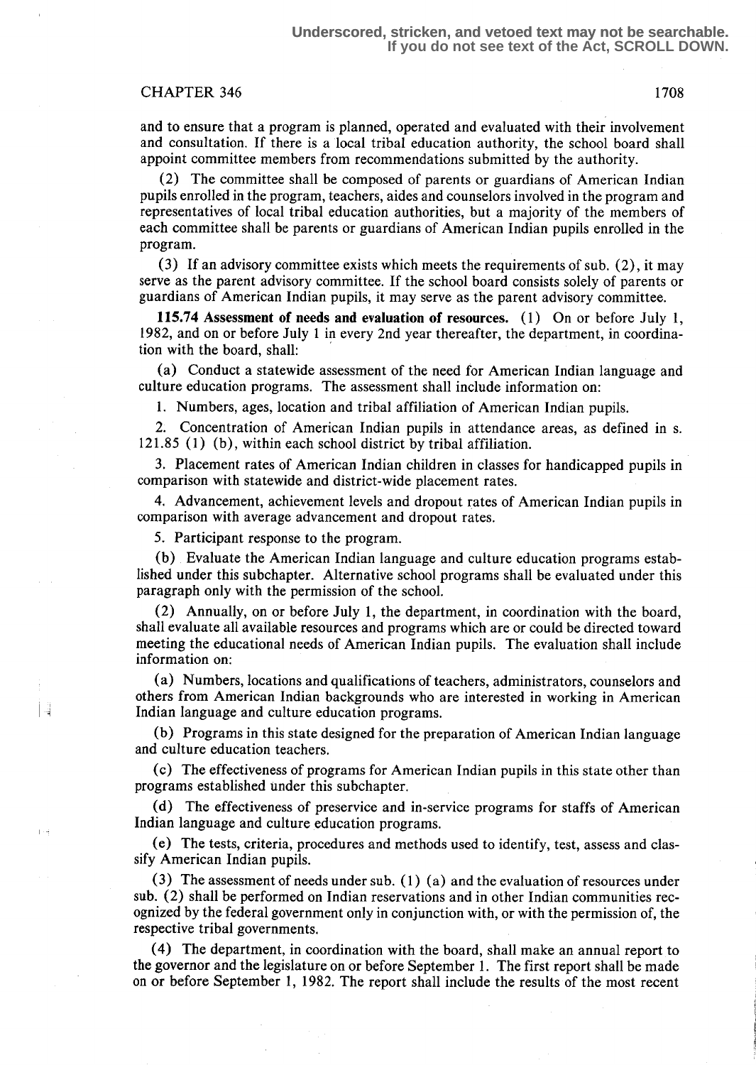and to ensure that a program is planned, operated and evaluated with their involvement and consultation. If there is a local tribal education authority, the school board shall appoint committee members from recommendations submitted by the authority.

(2) The committee shall be composed of parents or guardians of American Indian pupils enrolled in the program, teachers, aides and counselors involved in the program and representatives of local tribal education authorities, but a majority of the members of each committee shall be parents or guardians of American Indian pupils enrolled in the program.

(3) If an advisory committee exists which meets the requirements of sub. (2), it may serve as the parent advisory committee. If the school board consists solely of parents or guardians of American Indian pupils, it may serve as the parent advisory committee.

**115.74 Assessment of needs and evaluation of resources.** (1) On or before July 1, 1982, and on or before July 1 in every 2nd year thereafter, the department, in coordination with the board, shall:

(a) Conduct a statewide assessment of the need for American Indian language and culture education programs. The assessment shall include information on:

1. Numbers, ages, location and tribal affiliation of American Indian pupils.

2. Concentration of American Indian pupils in attendance areas, as defined in s. 121.85 (1) (b), within each school district by tribal affiliation.

3. Placement rates of American Indian children in classes for handicapped pupils in comparison with statewide and district-wide placement rates.

4. Advancement, achievement levels and dropout rates of American Indian pupils in comparison with average advancement and dropout rates.

5. Participant response to the program.

(b) Evaluate the American Indian language and culture education programs established under this subchapter. Alternative school programs shall be evaluated under this paragraph only with the permission of the school.

(2) Annually, on or before July 1, the department, in coordination with the board, shall evaluate all available resources and programs which are or could be directed toward meeting the educational needs of American Indian pupils. The evaluation shall include information on:

(a) Numbers, locations and qualifications of teachers, administrators, counselors and others from American Indian backgrounds who are interested in working in American Indian language and culture education programs.

(b) Programs in this state designed for the preparation of American Indian language and culture education teachers.

(c) The effectiveness of programs for American Indian pupils in this state other than programs established under this subchapter.

(d) The effectiveness of preservice and in-service programs for staffs of American Indian language and culture education programs.

(e) The tests, criteria, procedures and methods used to identify, test, assess and classify American Indian pupils.

(3) The assessment of needs under sub. (1) (a) and the evaluation of resources under sub. (2) shall be performed on Indian reservations and in other Indian communities recognized by the federal government only in conjunction with, or with the permission of, the respective tribal governments.

(4) The department, in coordination with the board, shall make an annual report to the governor and the legislature on or before September 1. The first report shall be made on or before September 1, 1982. The report shall include the results of the most recent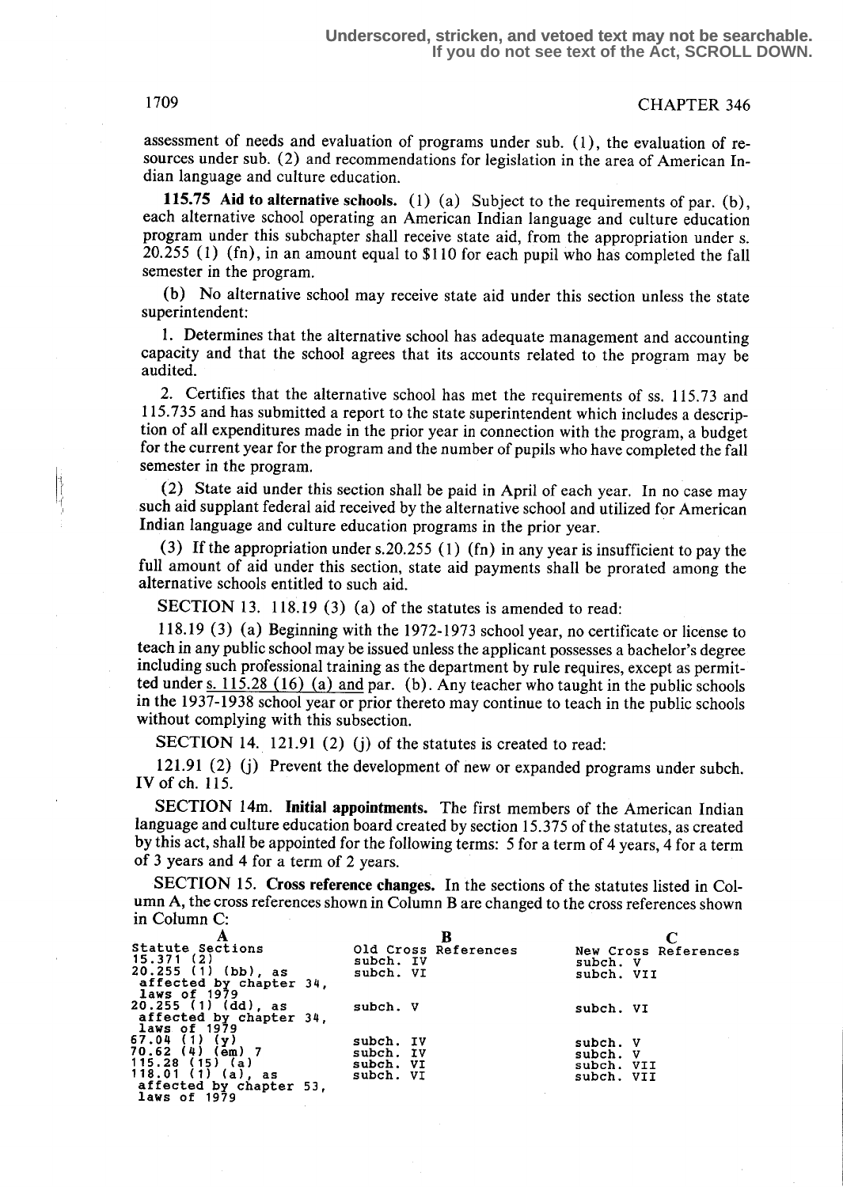assessment of needs and evaluation of programs under sub. (1), the evaluation of resources under sub. (2) and recommendations for legislation in the area of American Indian language and culture education.

**115.75 Aid to alternative schools.** (1) (a) Subject to the requirements of par. (b), each alternative school operating an American Indian language and culture education program under this subchapter shall receive state aid, from the appropriation under s. 20.255 (1) (fn), in an amount equal to $110 for each pupil who has completed the fall semester in the program.

(b) No alternative school may receive state aid under this section unless the state superintendent:

1. Determines that the alternative school has adequate management and accounting capacity and that the school agrees that its accounts related to the program may be audited.

2. Certifies that the alternative school has met the requirements of ss. 115.73 and 115.735 and has submitted a report to the state superintendent which includes a description of all expenditures made in the prior year in connection with the program, a budget for the current year for the program and the number of pupils who have completed the fall semester in the program.

(2) State aid under this section shall be paid in April of each year. In no case may such aid supplant federal aid received by the alternative school and utilized for American Indian language and culture education programs in the prior year.

(3) If the appropriation under s.20.255 (1) (fn) in any year is insufficient to pay the full amount of aid under this section, state aid payments shall be prorated among the alternative schools entitled to such aid.

SECTION 13. 118.19 (3) (a) of the statutes is amended to read:

118.19 (3) (a) Beginning with the 1972-1973 school year, no certificate or license to teach in any public school may be issued unless the applicant possesses a bachelor's degree including such professional training as the department by rule requires, except as permitted under s. 115.28 (16) (a) and par. (b). Any teacher who taught in the public schools in the 1937-1938 school year or prior thereto may continue to teach in the public schools without complying with this subsection.

SECTION 14. 121.91 (2) (j) of the statutes is created to read:

121.91 (2) (j) Prevent the development of new or expanded programs under subch. IV of ch. 115.

SECTION 14m. **Initial appointments.** The first members of the American Indian language and culture education board created by section 15.375 of the statutes, as created by this act, shall be appointed for the following terms: 5 for a term of 4 years, 4 for a term of 3 years and 4 for a term of 2 years.

SECTION 15. **Cross reference changes.** In the sections of the statutes listed in Column A, the cross references shown in Column B are changed to the cross references shown in Column C:

| A | B | C |
|---|---|---|
| Statute Sections | Old Cross References | New Cross References |
| 15.371 (2) | subch. IV | subch. V |
| 20.255 (1) (bb), as affected by chapter 34, laws of 1979 | subch. VI | subch. VII |
| 20.255 (1) (dd), as affected by chapter 34, laws of 1979 | subch. V | subch. VI |
| 67.04 (1) (y) | subch. IV | subch. V |
| 70.62 (4) (em) 7 | subch. IV | subch. V |
| 115.28 (15) (a) | subch. VI | subch. VII |
| 118.01 (1) (a), as affected by chapter 53, laws of 1979 | subch. VI | subch. VII |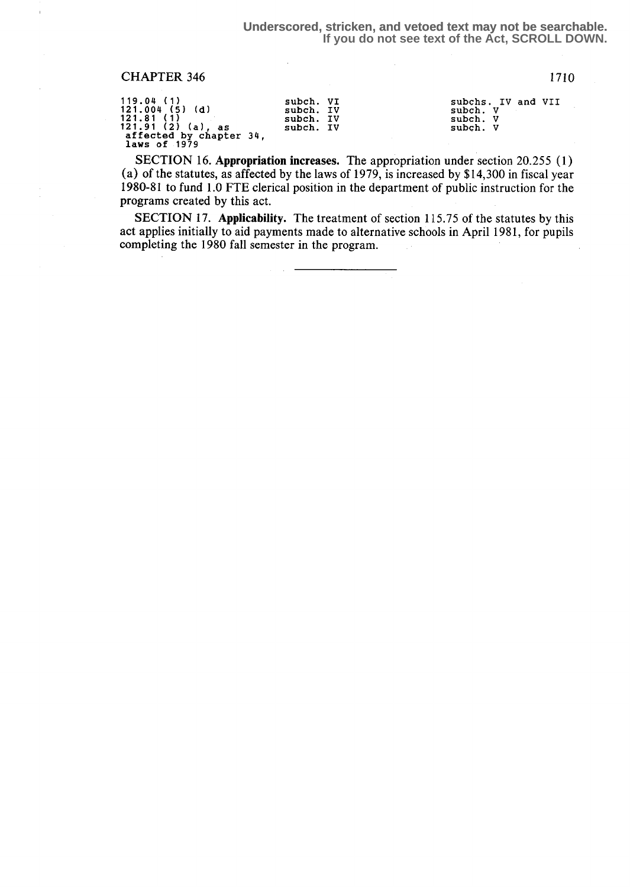Underscored, stricken, and vetoed text may not be searchable.
If you do not see text of the Act, SCROLL DOWN.

| | | |
|---|---|---|
| 119.04 (1) | subch. VI | subchs. IV and VII |
| 121.004 (5) (d) | subch. IV | subch. V |
| 121.81 (1) | subch. IV | subch. V |
| 121.91 (2) (a), as affected by chapter 34, laws of 1979 | subch. IV | subch. V |

SECTION 16. **Appropriation increases.** The appropriation under section 20.255 (1) (a) of the statutes, as affected by the laws of 1979, is increased by $14,300 in fiscal year 1980-81 to fund 1.0 FTE clerical position in the department of public instruction for the programs created by this act.

SECTION 17. **Applicability.** The treatment of section 115.75 of the statutes by this act applies initially to aid payments made to alternative schools in April 1981, for pupils completing the 1980 fall semester in the program.